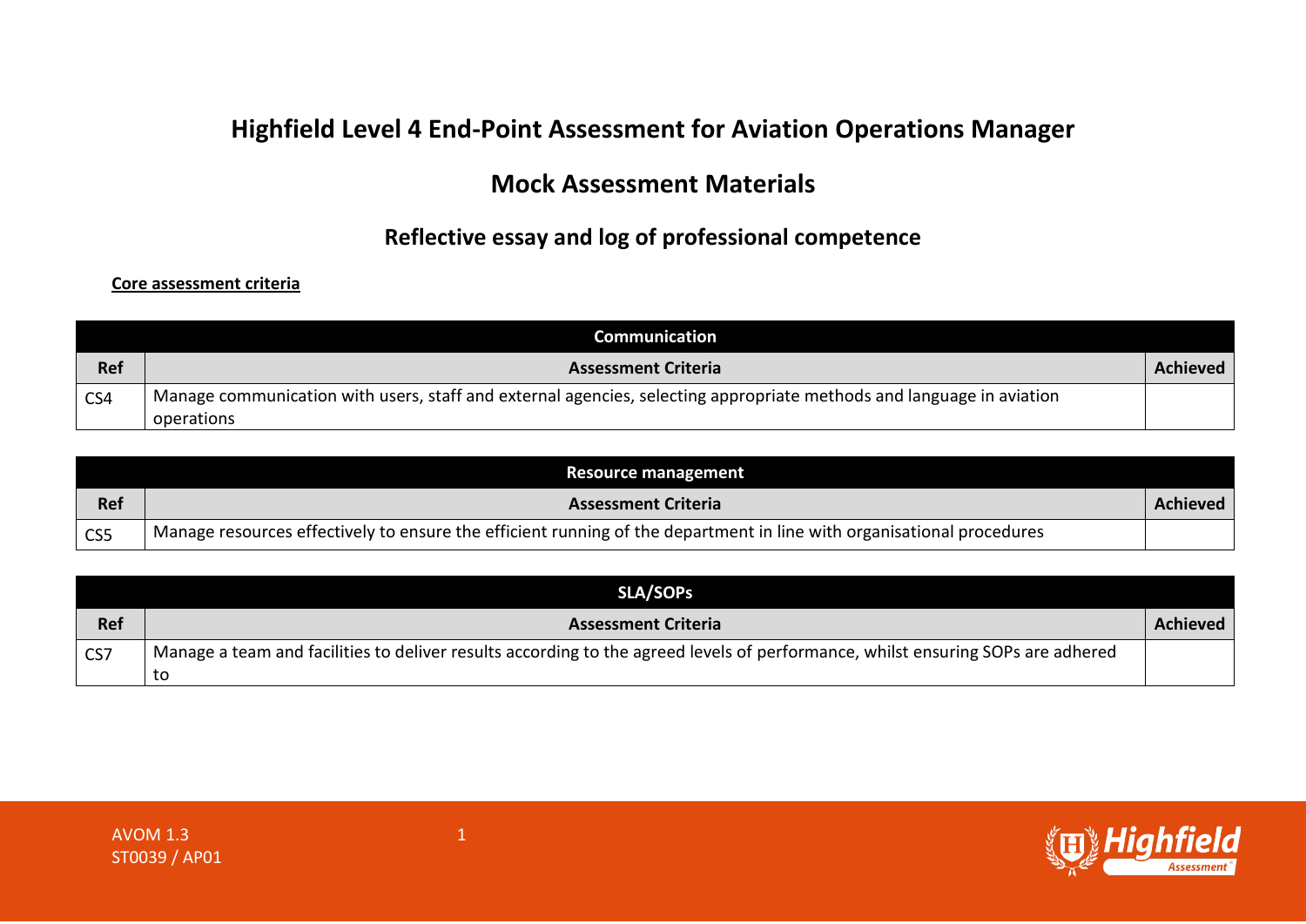# Highfield Level 4 End-Point Assessment for Aviation Operations Manager

## Mock Assessment Materials

### Reflective essay and log of professional competence

**Core assessment criteria**

| Communication | | |
|---|---|---|
| **Ref** | **Assessment Criteria** | **Achieved** |
| CS4 | Manage communication with users, staff and external agencies, selecting appropriate methods and language in aviation operations | |

| Resource management | | |
|---|---|---|
| **Ref** | **Assessment Criteria** | **Achieved** |
| CS5 | Manage resources effectively to ensure the efficient running of the department in line with organisational procedures | |

| SLA/SOPs | | |
|---|---|---|
| **Ref** | **Assessment Criteria** | **Achieved** |
| CS7 | Manage a team and facilities to deliver results according to the agreed levels of performance, whilst ensuring SOPs are adhered to | |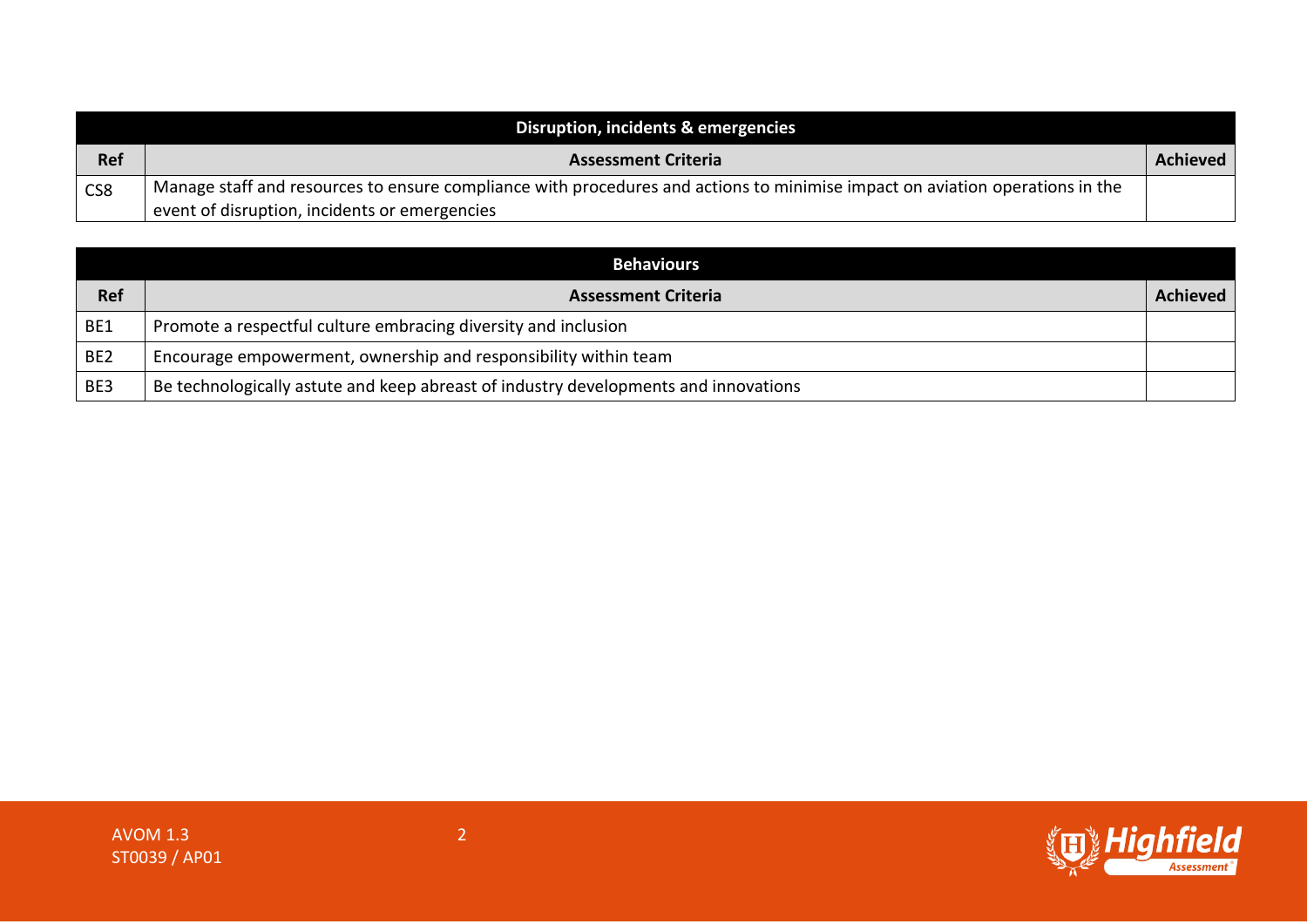| Disruption, incidents & emergencies | | |
| --- | --- | --- |
| **Ref** | **Assessment Criteria** | **Achieved** |
| CS8 | Manage staff and resources to ensure compliance with procedures and actions to minimise impact on aviation operations in the event of disruption, incidents or emergencies | |

| Behaviours | | |
| --- | --- | --- |
| **Ref** | **Assessment Criteria** | **Achieved** |
| BE1 | Promote a respectful culture embracing diversity and inclusion | |
| BE2 | Encourage empowerment, ownership and responsibility within team | |
| BE3 | Be technologically astute and keep abreast of industry developments and innovations | |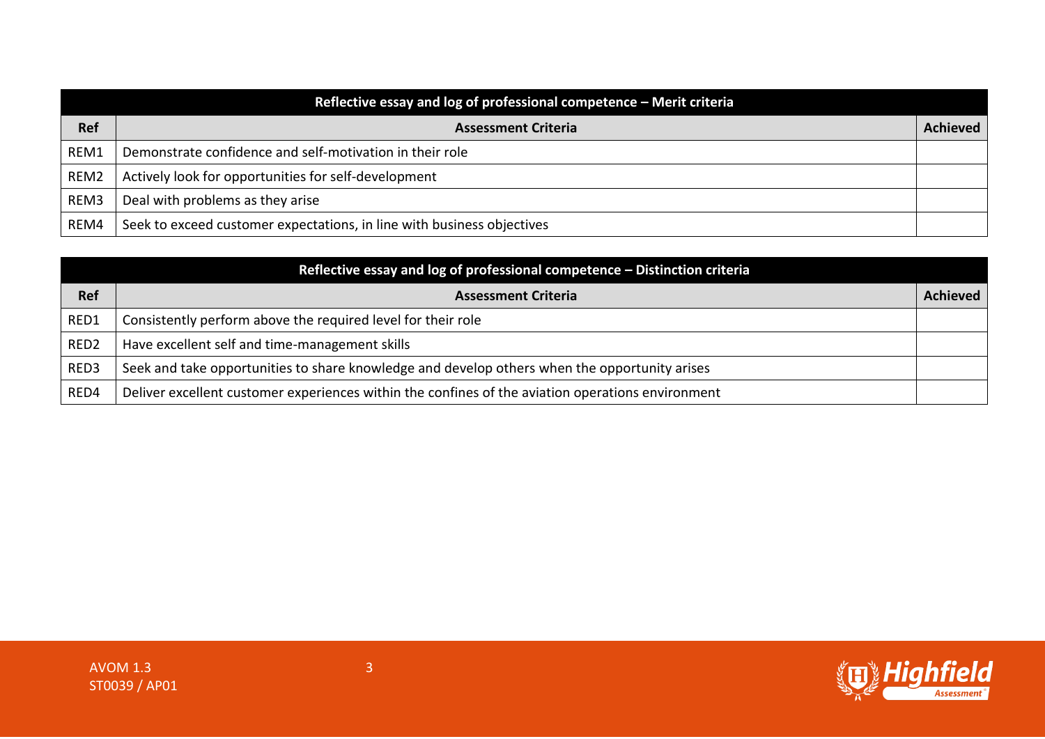| Reflective essay and log of professional competence – Merit criteria | | |
|---|---|---|
| **Ref** | **Assessment Criteria** | **Achieved** |
| REM1 | Demonstrate confidence and self-motivation in their role | |
| REM2 | Actively look for opportunities for self-development | |
| REM3 | Deal with problems as they arise | |
| REM4 | Seek to exceed customer expectations, in line with business objectives | |

| Reflective essay and log of professional competence – Distinction criteria | | |
|---|---|---|
| **Ref** | **Assessment Criteria** | **Achieved** |
| RED1 | Consistently perform above the required level for their role | |
| RED2 | Have excellent self and time-management skills | |
| RED3 | Seek and take opportunities to share knowledge and develop others when the opportunity arises | |
| RED4 | Deliver excellent customer experiences within the confines of the aviation operations environment | |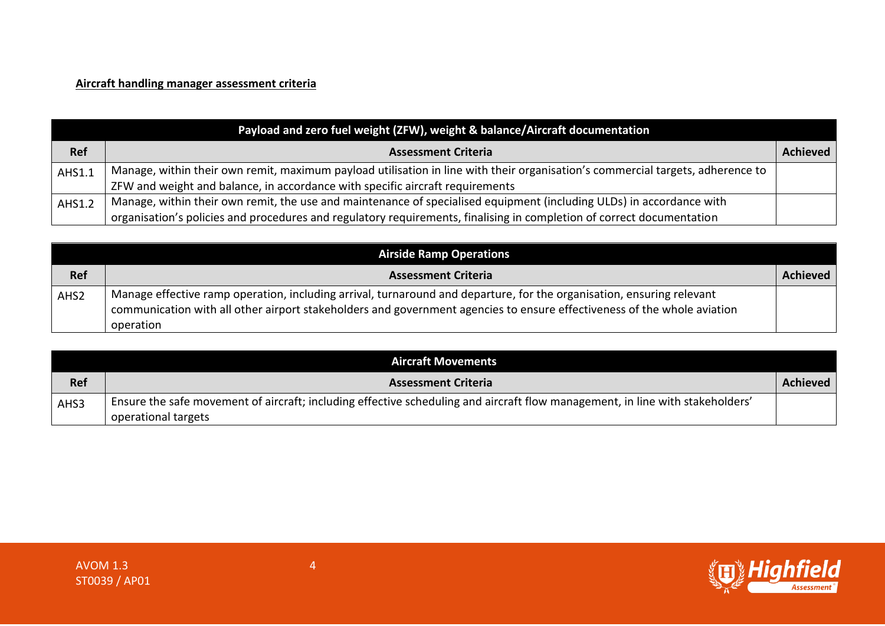**Aircraft handling manager assessment criteria**

| Payload and zero fuel weight (ZFW), weight & balance/Aircraft documentation | | |
|---|---|---|
| **Ref** | **Assessment Criteria** | **Achieved** |
| AHS1.1 | Manage, within their own remit, maximum payload utilisation in line with their organisation's commercial targets, adherence to ZFW and weight and balance, in accordance with specific aircraft requirements | |
| AHS1.2 | Manage, within their own remit, the use and maintenance of specialised equipment (including ULDs) in accordance with organisation's policies and procedures and regulatory requirements, finalising in completion of correct documentation | |

| Airside Ramp Operations | | |
|---|---|---|
| **Ref** | **Assessment Criteria** | **Achieved** |
| AHS2 | Manage effective ramp operation, including arrival, turnaround and departure, for the organisation, ensuring relevant communication with all other airport stakeholders and government agencies to ensure effectiveness of the whole aviation operation | |

| Aircraft Movements | | |
|---|---|---|
| **Ref** | **Assessment Criteria** | **Achieved** |
| AHS3 | Ensure the safe movement of aircraft; including effective scheduling and aircraft flow management, in line with stakeholders' operational targets | |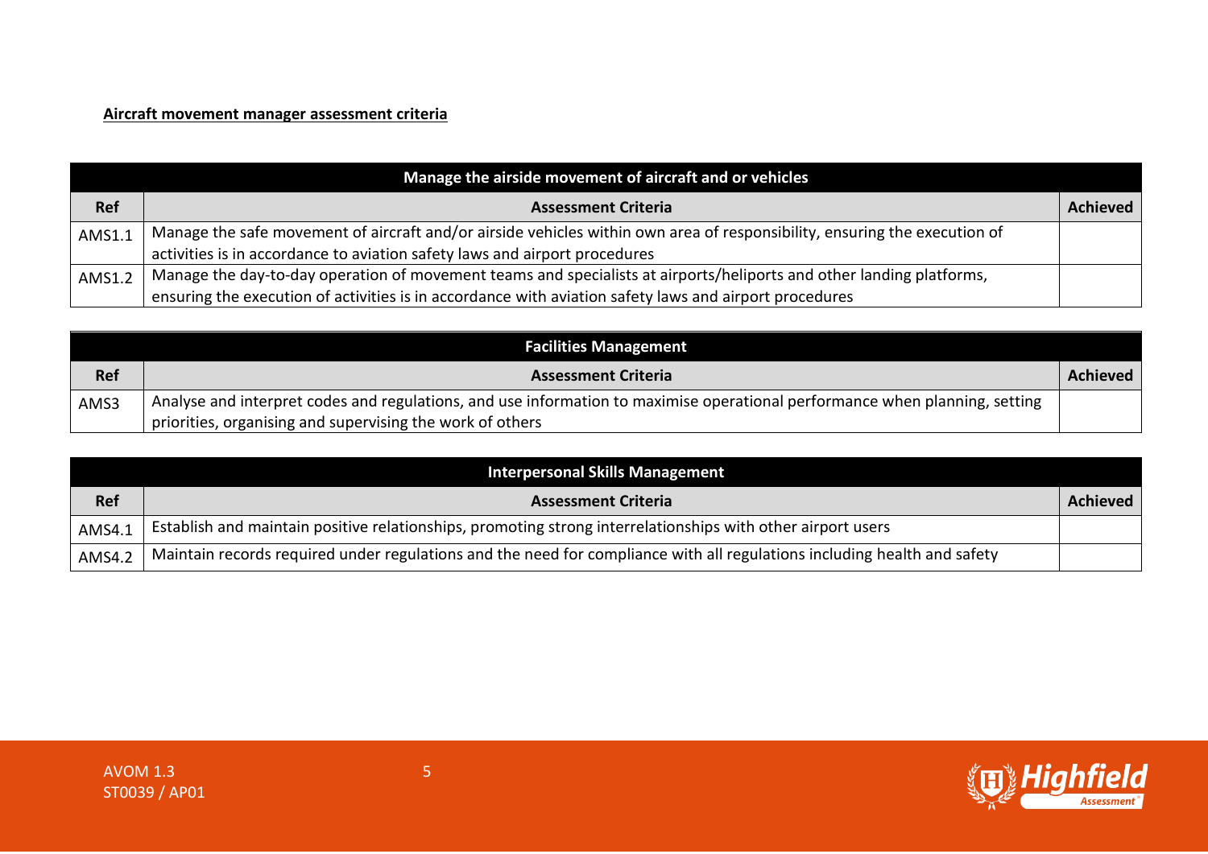**Aircraft movement manager assessment criteria**

| Manage the airside movement of aircraft and or vehicles | | |
|---|---|---|
| **Ref** | **Assessment Criteria** | **Achieved** |
| AMS1.1 | Manage the safe movement of aircraft and/or airside vehicles within own area of responsibility, ensuring the execution of activities is in accordance to aviation safety laws and airport procedures | |
| AMS1.2 | Manage the day-to-day operation of movement teams and specialists at airports/heliports and other landing platforms, ensuring the execution of activities is in accordance with aviation safety laws and airport procedures | |

| Facilities Management | | |
|---|---|---|
| **Ref** | **Assessment Criteria** | **Achieved** |
| AMS3 | Analyse and interpret codes and regulations, and use information to maximise operational performance when planning, setting priorities, organising and supervising the work of others | |

| Interpersonal Skills Management | | |
|---|---|---|
| **Ref** | **Assessment Criteria** | **Achieved** |
| AMS4.1 | Establish and maintain positive relationships, promoting strong interrelationships with other airport users | |
| AMS4.2 | Maintain records required under regulations and the need for compliance with all regulations including health and safety | |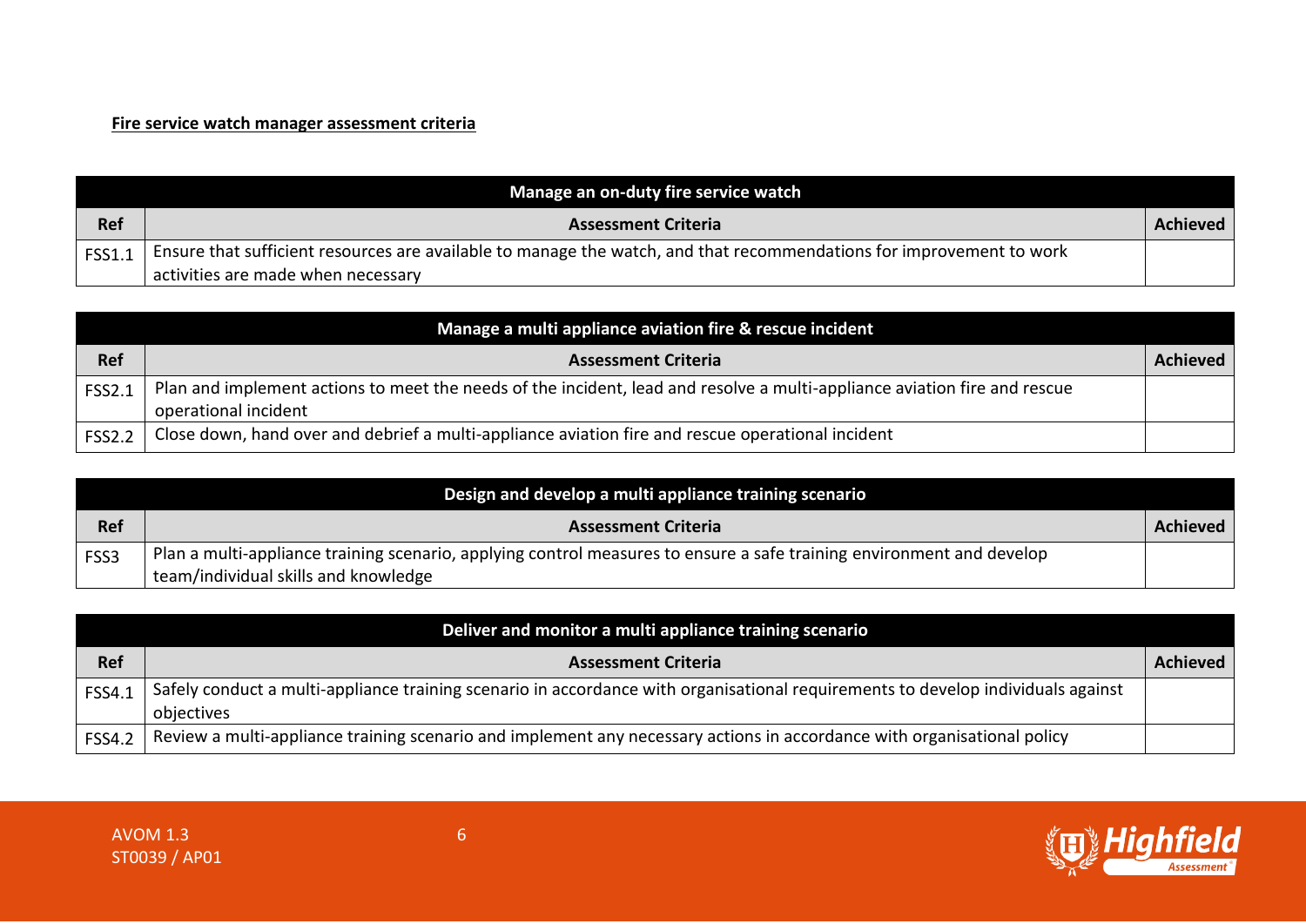**Fire service watch manager assessment criteria**

| Manage an on-duty fire service watch | | |
|---|---|---|
| **Ref** | **Assessment Criteria** | **Achieved** |
| FSS1.1 | Ensure that sufficient resources are available to manage the watch, and that recommendations for improvement to work activities are made when necessary | |

| Manage a multi appliance aviation fire & rescue incident | | |
|---|---|---|
| **Ref** | **Assessment Criteria** | **Achieved** |
| FSS2.1 | Plan and implement actions to meet the needs of the incident, lead and resolve a multi-appliance aviation fire and rescue operational incident | |
| FSS2.2 | Close down, hand over and debrief a multi-appliance aviation fire and rescue operational incident | |

| Design and develop a multi appliance training scenario | | |
|---|---|---|
| **Ref** | **Assessment Criteria** | **Achieved** |
| FSS3 | Plan a multi-appliance training scenario, applying control measures to ensure a safe training environment and develop team/individual skills and knowledge | |

| Deliver and monitor a multi appliance training scenario | | |
|---|---|---|
| **Ref** | **Assessment Criteria** | **Achieved** |
| FSS4.1 | Safely conduct a multi-appliance training scenario in accordance with organisational requirements to develop individuals against objectives | |
| FSS4.2 | Review a multi-appliance training scenario and implement any necessary actions in accordance with organisational policy | |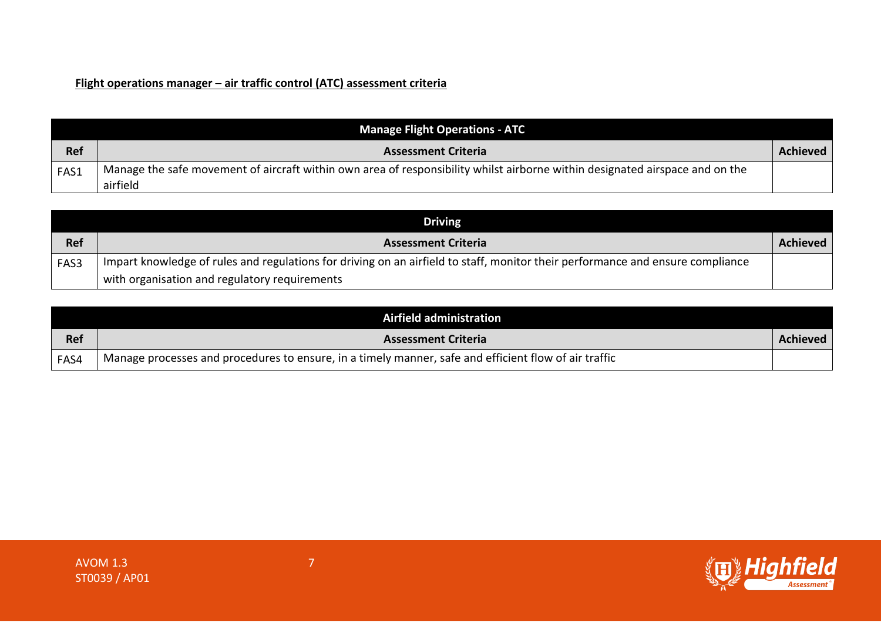**Flight operations manager – air traffic control (ATC) assessment criteria**

| Manage Flight Operations - ATC | | |
|---|---|---|
| **Ref** | **Assessment Criteria** | **Achieved** |
| FAS1 | Manage the safe movement of aircraft within own area of responsibility whilst airborne within designated airspace and on the airfield | |

| Driving | | |
|---|---|---|
| **Ref** | **Assessment Criteria** | **Achieved** |
| FAS3 | Impart knowledge of rules and regulations for driving on an airfield to staff, monitor their performance and ensure compliance with organisation and regulatory requirements | |

| Airfield administration | | |
|---|---|---|
| **Ref** | **Assessment Criteria** | **Achieved** |
| FAS4 | Manage processes and procedures to ensure, in a timely manner, safe and efficient flow of air traffic | |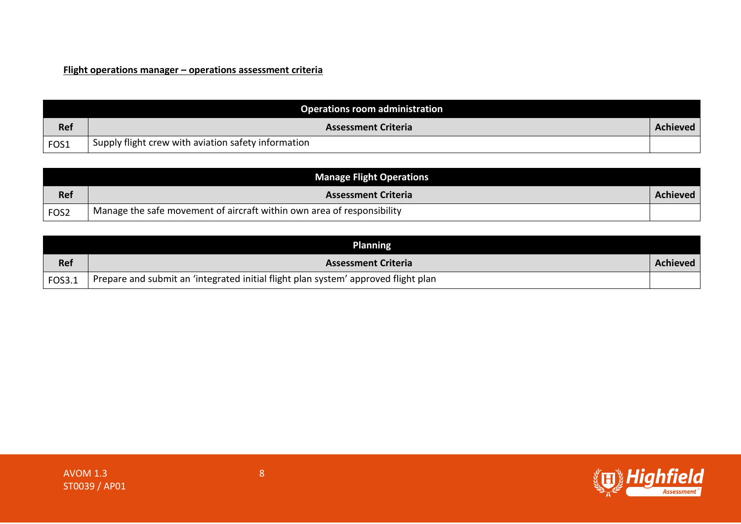**Flight operations manager – operations assessment criteria**

| Operations room administration | | |
|---|---|---|
| **Ref** | **Assessment Criteria** | **Achieved** |
| FOS1 | Supply flight crew with aviation safety information | |

| Manage Flight Operations | | |
|---|---|---|
| **Ref** | **Assessment Criteria** | **Achieved** |
| FOS2 | Manage the safe movement of aircraft within own area of responsibility | |

| Planning | | |
|---|---|---|
| **Ref** | **Assessment Criteria** | **Achieved** |
| FOS3.1 | Prepare and submit an 'integrated initial flight plan system' approved flight plan | |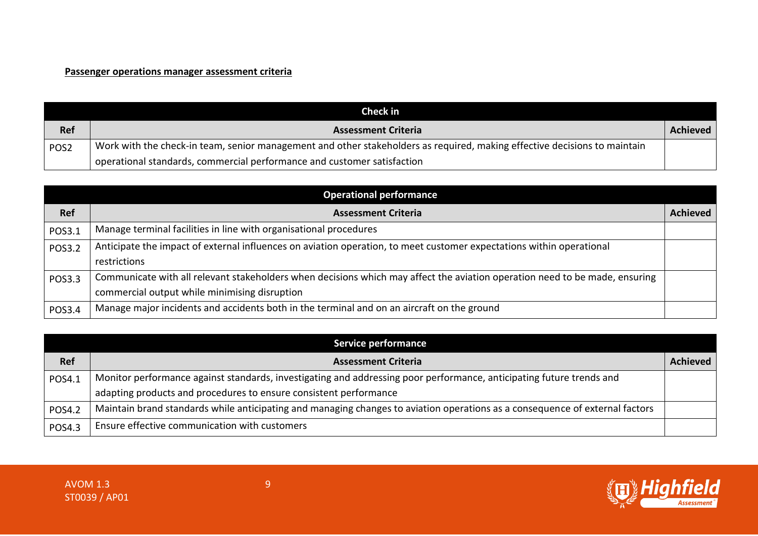**Passenger operations manager assessment criteria**

| Check in | | |
|---|---|---|
| **Ref** | **Assessment Criteria** | **Achieved** |
| POS2 | Work with the check-in team, senior management and other stakeholders as required, making effective decisions to maintain operational standards, commercial performance and customer satisfaction | |

| Operational performance | | |
|---|---|---|
| **Ref** | **Assessment Criteria** | **Achieved** |
| POS3.1 | Manage terminal facilities in line with organisational procedures | |
| POS3.2 | Anticipate the impact of external influences on aviation operation, to meet customer expectations within operational restrictions | |
| POS3.3 | Communicate with all relevant stakeholders when decisions which may affect the aviation operation need to be made, ensuring commercial output while minimising disruption | |
| POS3.4 | Manage major incidents and accidents both in the terminal and on an aircraft on the ground | |

| Service performance | | |
|---|---|---|
| **Ref** | **Assessment Criteria** | **Achieved** |
| POS4.1 | Monitor performance against standards, investigating and addressing poor performance, anticipating future trends and adapting products and procedures to ensure consistent performance | |
| POS4.2 | Maintain brand standards while anticipating and managing changes to aviation operations as a consequence of external factors | |
| POS4.3 | Ensure effective communication with customers | |